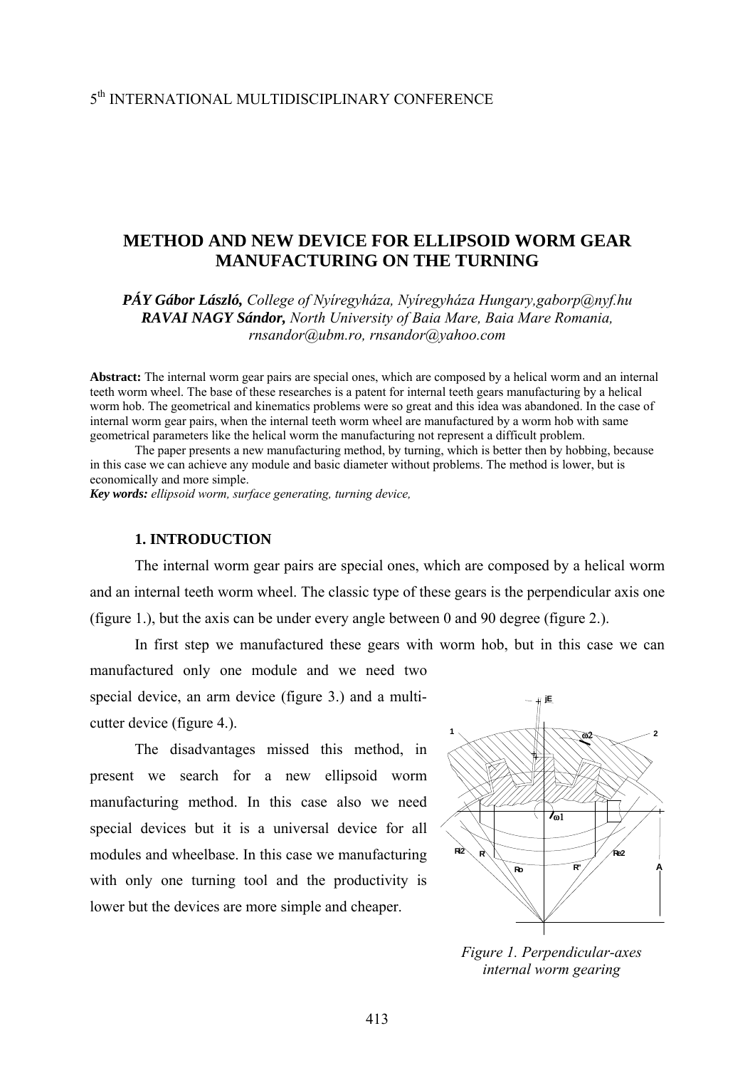# METHOD AND NEW DEVICE FOR ELLIPSOID WORM GEAR MANUFACTURING ON THE TURNING

***PÁY Gábor László,*** *College of Nyíregyháza, Nyíregyháza Hungary,gaborp@nyf.hu*
***RAVAI NAGY Sándor,*** *North University of Baia Mare, Baia Mare Romania, rnsandor@ubm.ro, rnsandor@yahoo.com*

**Abstract:** The internal worm gear pairs are special ones, which are composed by a helical worm and an internal teeth worm wheel. The base of these researches is a patent for internal teeth gears manufacturing by a helical worm hob. The geometrical and kinematics problems were so great and this idea was abandoned. In the case of internal worm gear pairs, when the internal teeth worm wheel are manufactured by a worm hob with same geometrical parameters like the helical worm the manufacturing not represent a difficult problem.

The paper presents a new manufacturing method, by turning, which is better then by hobbing, because in this case we can achieve any module and basic diameter without problems. The method is lower, but is economically and more simple.

***Key words:*** *ellipsoid worm, surface generating, turning device,*

## 1. INTRODUCTION

The internal worm gear pairs are special ones, which are composed by a helical worm and an internal teeth worm wheel. The classic type of these gears is the perpendicular axis one (figure 1.), but the axis can be under every angle between 0 and 90 degree (figure 2.).

In first step we manufactured these gears with worm hob, but in this case we can manufactured only one module and we need two special device, an arm device (figure 3.) and a multi-cutter device (figure 4.).

The disadvantages missed this method, in present we search for a new ellipsoid worm manufacturing method. In this case also we need special devices but it is a universal device for all modules and wheelbase. In this case we manufacturing with only one turning tool and the productivity is lower but the devices are more simple and cheaper.

*Figure 1. Perpendicular-axes internal worm gearing*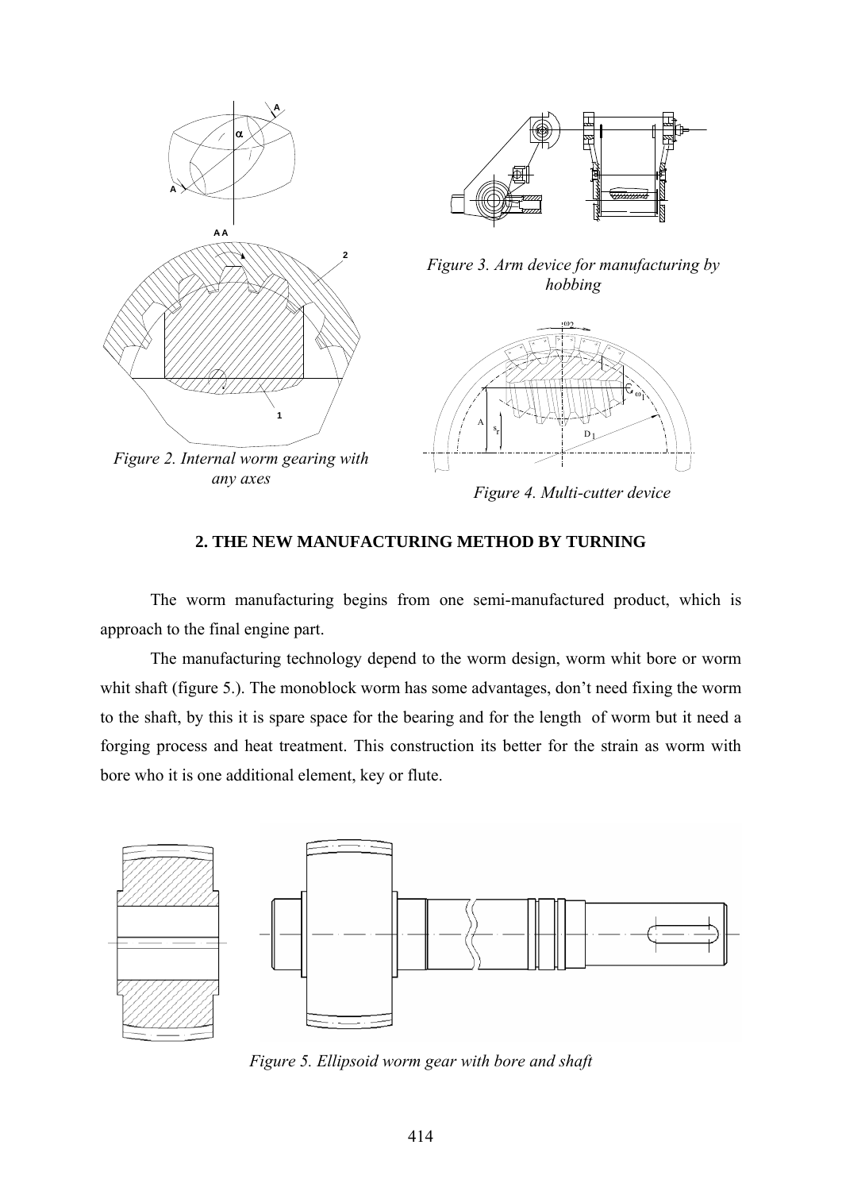*Figure 2. Internal worm gearing with any axes*

*Figure 3. Arm device for manufacturing by hobbing*

*Figure 4. Multi-cutter device*

## 2. THE NEW MANUFACTURING METHOD BY TURNING

The worm manufacturing begins from one semi-manufactured product, which is approach to the final engine part.

The manufacturing technology depend to the worm design, worm whit bore or worm whit shaft (figure 5.). The monoblock worm has some advantages, don't need fixing the worm to the shaft, by this it is spare space for the bearing and for the length of worm but it need a forging process and heat treatment. This construction its better for the strain as worm with bore who it is one additional element, key or flute.

*Figure 5. Ellipsoid worm gear with bore and shaft*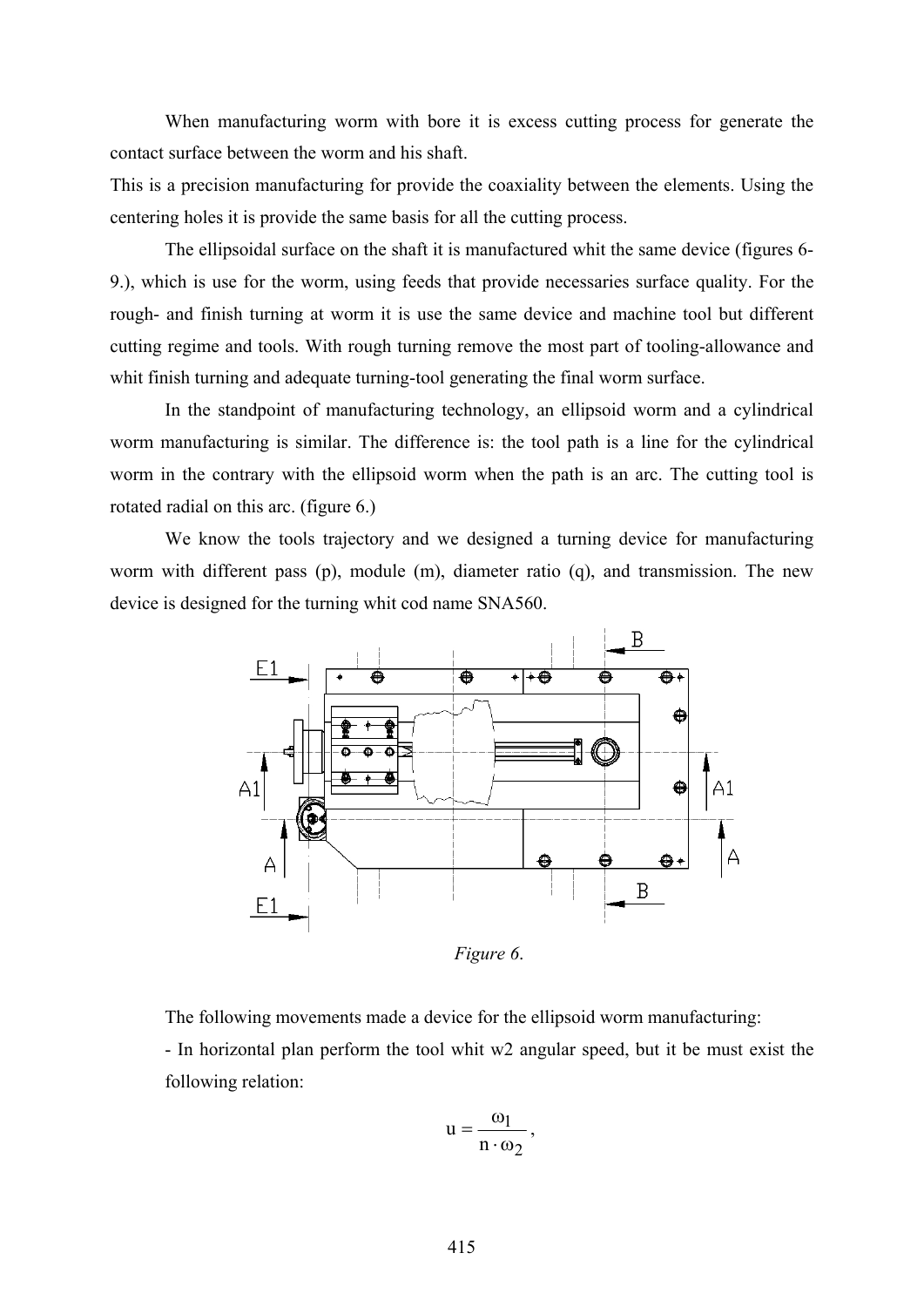When manufacturing worm with bore it is excess cutting process for generate the contact surface between the worm and his shaft.

This is a precision manufacturing for provide the coaxiality between the elements. Using the centering holes it is provide the same basis for all the cutting process.

The ellipsoidal surface on the shaft it is manufactured whit the same device (figures 6-9.), which is use for the worm, using feeds that provide necessaries surface quality. For the rough- and finish turning at worm it is use the same device and machine tool but different cutting regime and tools. With rough turning remove the most part of tooling-allowance and whit finish turning and adequate turning-tool generating the final worm surface.

In the standpoint of manufacturing technology, an ellipsoid worm and a cylindrical worm manufacturing is similar. The difference is: the tool path is a line for the cylindrical worm in the contrary with the ellipsoid worm when the path is an arc. The cutting tool is rotated radial on this arc. (figure 6.)

We know the tools trajectory and we designed a turning device for manufacturing worm with different pass (p), module (m), diameter ratio (q), and transmission. The new device is designed for the turning whit cod name SNA560.

*Figure 6.*

The following movements made a device for the ellipsoid worm manufacturing:

- In horizontal plan perform the tool whit w2 angular speed, but it be must exist the following relation:

$$u = \frac{\omega_1}{n \cdot \omega_2},$$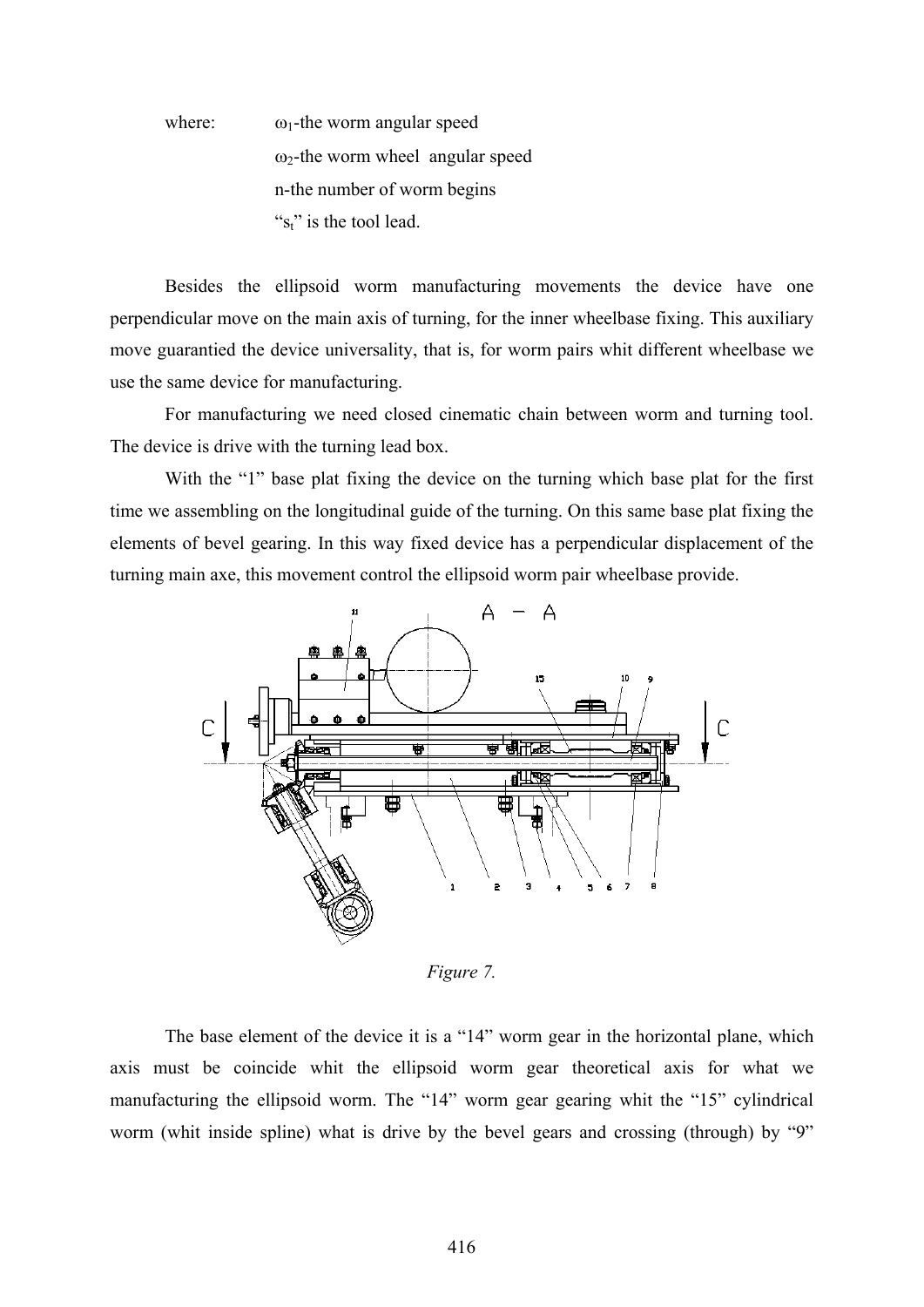where: $\omega_1$-the worm angular speed

$\omega_2$-the worm wheel angular speed

n-the number of worm begins

"$s_t$" is the tool lead.

Besides the ellipsoid worm manufacturing movements the device have one perpendicular move on the main axis of turning, for the inner wheelbase fixing. This auxiliary move guarantied the device universality, that is, for worm pairs whit different wheelbase we use the same device for manufacturing.

For manufacturing we need closed cinematic chain between worm and turning tool. The device is drive with the turning lead box.

With the "1" base plat fixing the device on the turning which base plat for the first time we assembling on the longitudinal guide of the turning. On this same base plat fixing the elements of bevel gearing. In this way fixed device has a perpendicular displacement of the turning main axe, this movement control the ellipsoid worm pair wheelbase provide.

*Figure 7.*

The base element of the device it is a "14" worm gear in the horizontal plane, which axis must be coincide whit the ellipsoid worm gear theoretical axis for what we manufacturing the ellipsoid worm. The "14" worm gear gearing whit the "15" cylindrical worm (whit inside spline) what is drive by the bevel gears and crossing (through) by "9"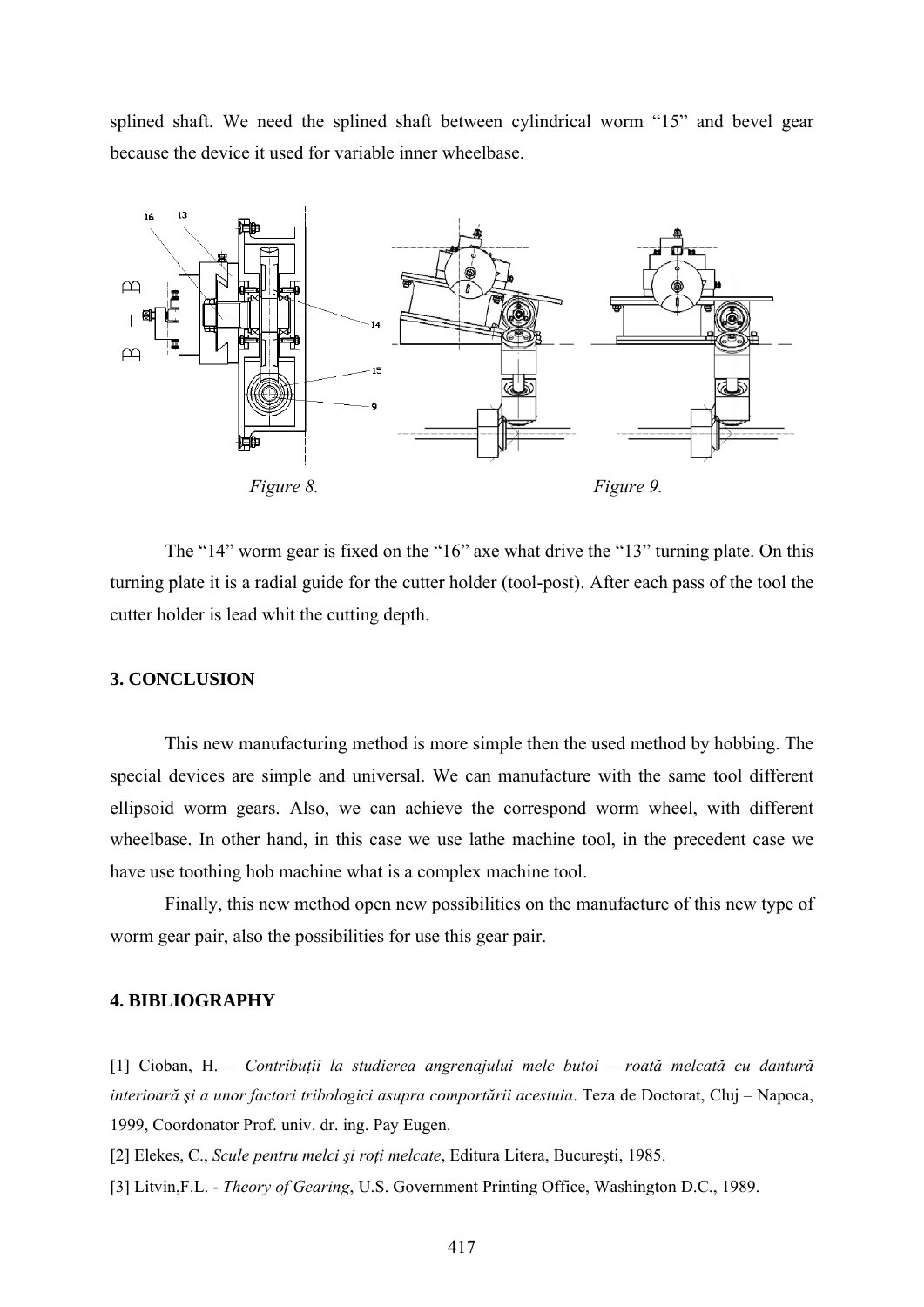splined shaft. We need the splined shaft between cylindrical worm "15" and bevel gear because the device it used for variable inner wheelbase.

Figure 8.

Figure 9.

The "14" worm gear is fixed on the "16" axe what drive the "13" turning plate. On this turning plate it is a radial guide for the cutter holder (tool-post). After each pass of the tool the cutter holder is lead whit the cutting depth.

## 3. CONCLUSION

This new manufacturing method is more simple then the used method by hobbing. The special devices are simple and universal. We can manufacture with the same tool different ellipsoid worm gears. Also, we can achieve the correspond worm wheel, with different wheelbase. In other hand, in this case we use lathe machine tool, in the precedent case we have use toothing hob machine what is a complex machine tool.

Finally, this new method open new possibilities on the manufacture of this new type of worm gear pair, also the possibilities for use this gear pair.

## 4. BIBLIOGRAPHY

[1] Cioban, H. – *Contribuții la studierea angrenajului melc butoi – roată melcată cu dantură interioară şi a unor factori tribologici asupra comportării acestuia*. Teza de Doctorat, Cluj – Napoca, 1999, Coordonator Prof. univ. dr. ing. Pay Eugen.

[2] Elekes, C., *Scule pentru melci şi roți melcate*, Editura Litera, Bucureşti, 1985.

[3] Litvin,F.L. - *Theory of Gearing*, U.S. Government Printing Office, Washington D.C., 1989.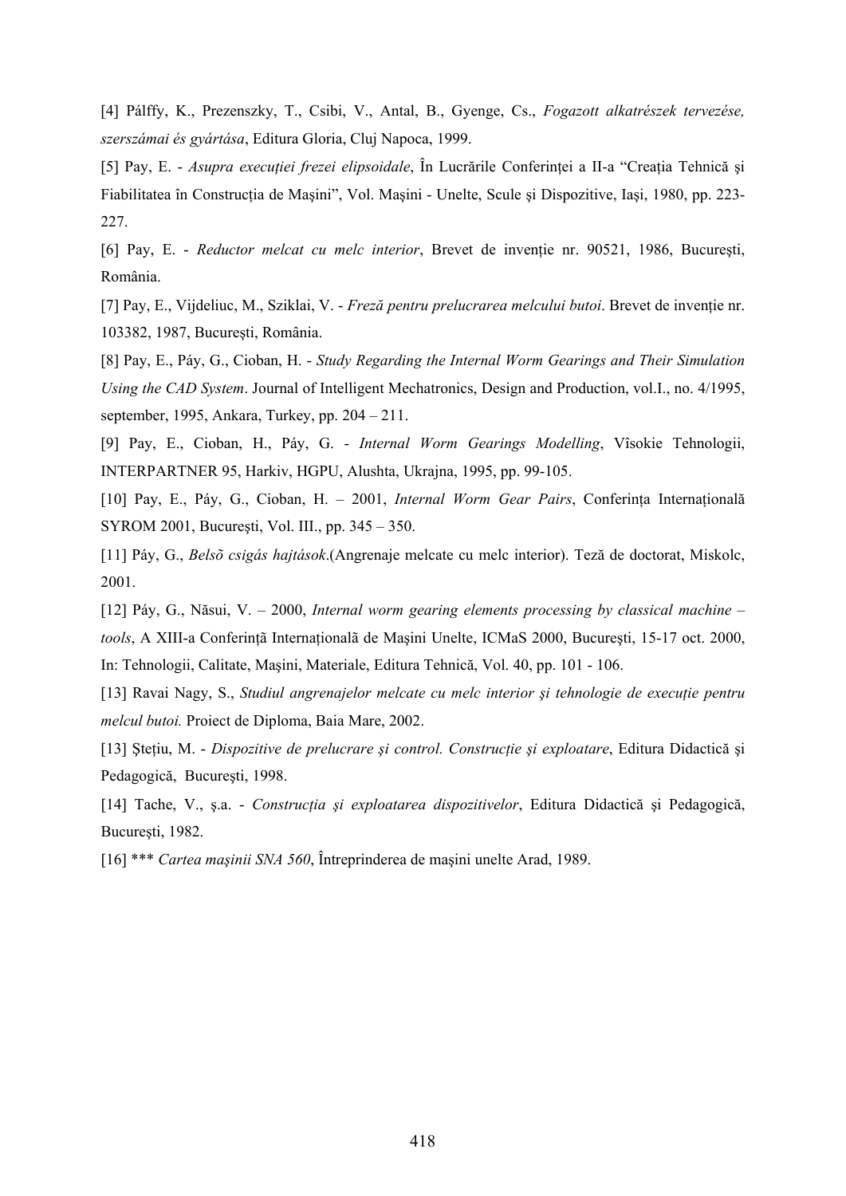[4] Pálffy, K., Prezenszky, T., Csibi, V., Antal, B., Gyenge, Cs., *Fogazott alkatrészek tervezése, szerszámai és gyártása*, Editura Gloria, Cluj Napoca, 1999.

[5] Pay, E. - *Asupra execuției frezei elipsoidale*, În Lucrările Conferinței a II-a "Creația Tehnică şi Fiabilitatea în Construcția de Maşini", Vol. Maşini - Unelte, Scule şi Dispozitive, Iaşi, 1980, pp. 223-227.

[6] Pay, E. - *Reductor melcat cu melc interior*, Brevet de invenție nr. 90521, 1986, Bucureşti, România.

[7] Pay, E., Vijdeliuc, M., Sziklai, V. - *Freză pentru prelucrarea melcului butoi*. Brevet de invenție nr. 103382, 1987, Bucureşti, România.

[8] Pay, E., Páy, G., Cioban, H. - *Study Regarding the Internal Worm Gearings and Their Simulation Using the CAD System*. Journal of Intelligent Mechatronics, Design and Production, vol.I., no. 4/1995, september, 1995, Ankara, Turkey, pp. 204 – 211.

[9] Pay, E., Cioban, H., Páy, G. - *Internal Worm Gearings Modelling*, Vîsokie Tehnologii, INTERPARTNER 95, Harkiv, HGPU, Alushta, Ukrajna, 1995, pp. 99-105.

[10] Pay, E., Páy, G., Cioban, H. – 2001, *Internal Worm Gear Pairs*, Conferința Internațională SYROM 2001, Bucureşti, Vol. III., pp. 345 – 350.

[11] Páy, G., *Belsõ csigás hajtások*.(Angrenaje melcate cu melc interior). Teză de doctorat, Miskolc, 2001.

[12] Páy, G., Năsui, V. – 2000, *Internal worm gearing elements processing by classical machine – tools*, A XIII-a Conferință Internațională de Maşini Unelte, ICMaS 2000, Bucureşti, 15-17 oct. 2000, In: Tehnologii, Calitate, Maşini, Materiale, Editura Tehnică, Vol. 40, pp. 101 - 106.

[13] Ravai Nagy, S., *Studiul angrenajelor melcate cu melc interior şi tehnologie de execuție pentru melcul butoi.* Proiect de Diploma, Baia Mare, 2002.

[13] Ștețiu, M. - *Dispozitive de prelucrare şi control. Construcție şi exploatare*, Editura Didactică şi Pedagogică, Bucureşti, 1998.

[14] Tache, V., ş.a. - *Construcția şi exploatarea dispozitivelor*, Editura Didactică şi Pedagogică, Bucureşti, 1982.

[16] *** *Cartea maşinii SNA 560*, Întreprinderea de maşini unelte Arad, 1989.